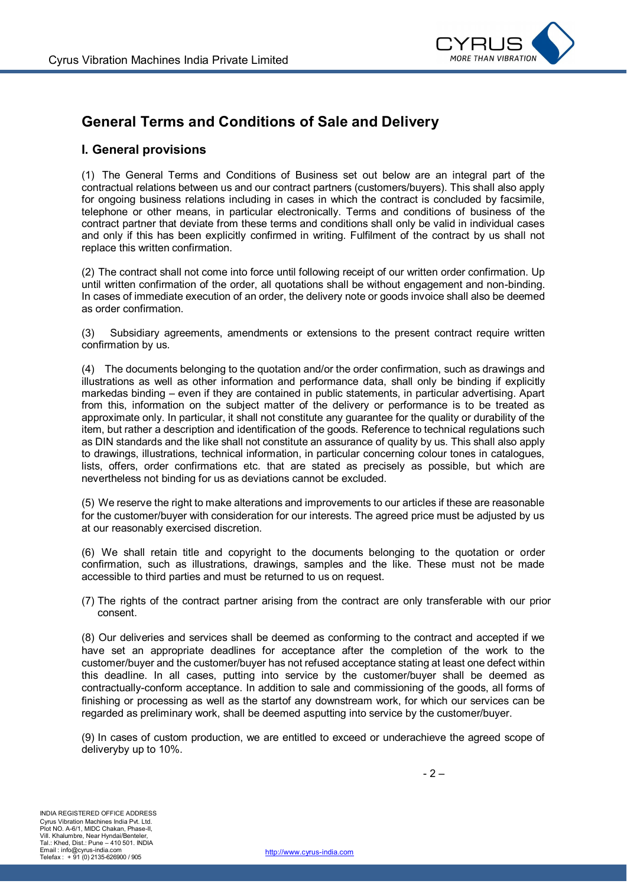# General Terms and Conditions of Sale and Delivery

## I. General provisions

(1) The General Terms and Conditions of Business set out below are an integral part of the contractual relations between us and our contract partners (customers/buyers). This shall also apply for ongoing business relations including in cases in which the contract is concluded by facsimile, telephone or other means, in particular electronically. Terms and conditions of business of the contract partner that deviate from these terms and conditions shall only be valid in individual cases and only if this has been explicitly confirmed in writing. Fulfilment of the contract by us shall not replace this written confirmation.

(2) The contract shall not come into force until following receipt of our written order confirmation. Up until written confirmation of the order, all quotations shall be without engagement and non-binding. In cases of immediate execution of an order, the delivery note or goods invoice shall also be deemed as order confirmation.

(3) Subsidiary agreements, amendments or extensions to the present contract require written confirmation by us.

(4) The documents belonging to the quotation and/or the order confirmation, such as drawings and illustrations as well as other information and performance data, shall only be binding if explicitly markedas binding – even if they are contained in public statements, in particular advertising. Apart from this, information on the subject matter of the delivery or performance is to be treated as approximate only. In particular, it shall not constitute any guarantee for the quality or durability of the item, but rather a description and identification of the goods. Reference to technical regulations such as DIN standards and the like shall not constitute an assurance of quality by us. This shall also apply to drawings, illustrations, technical information, in particular concerning colour tones in catalogues, lists, offers, order confirmations etc. that are stated as precisely as possible, but which are nevertheless not binding for us as deviations cannot be excluded.

(5) We reserve the right to make alterations and improvements to our articles if these are reasonable for the customer/buyer with consideration for our interests. The agreed price must be adjusted by us at our reasonably exercised discretion.

(6) We shall retain title and copyright to the documents belonging to the quotation or order confirmation, such as illustrations, drawings, samples and the like. These must not be made accessible to third parties and must be returned to us on request.

(7) The rights of the contract partner arising from the contract are only transferable with our prior consent.

(8) Our deliveries and services shall be deemed as conforming to the contract and accepted if we have set an appropriate deadlines for acceptance after the completion of the work to the customer/buyer and the customer/buyer has not refused acceptance stating at least one defect within this deadline. In all cases, putting into service by the customer/buyer shall be deemed as contractually-conform acceptance. In addition to sale and commissioning of the goods, all forms of finishing or processing as well as the startof any downstream work, for which our services can be regarded as preliminary work, shall be deemed asputting into service by the customer/buyer.

(9) In cases of custom production, we are entitled to exceed or underachieve the agreed scope of deliveryby up to 10%.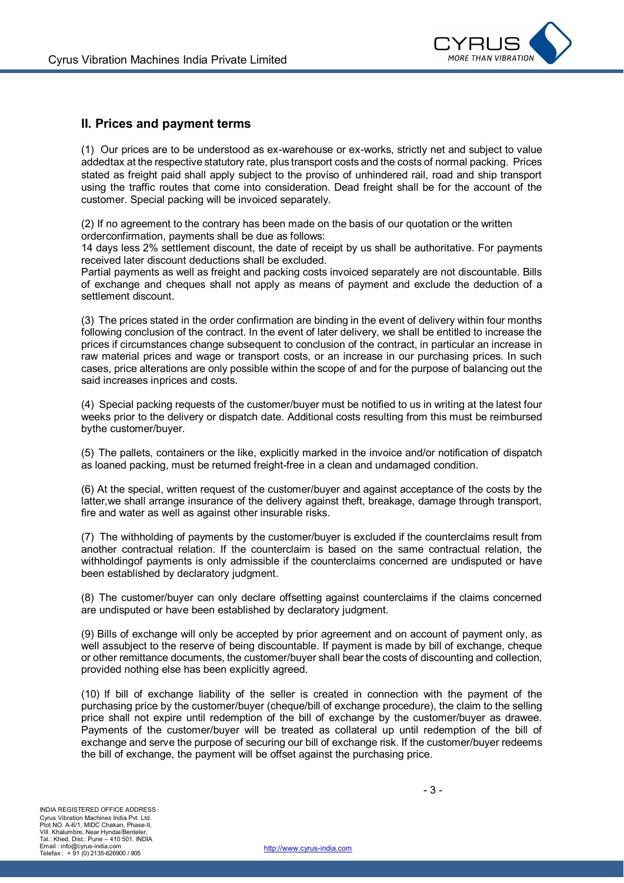## II. Prices and payment terms

(1) Our prices are to be understood as ex-warehouse or ex-works, strictly net and subject to value addedtax at the respective statutory rate, plus transport costs and the costs of normal packing. Prices stated as freight paid shall apply subject to the proviso of unhindered rail, road and ship transport using the traffic routes that come into consideration. Dead freight shall be for the account of the customer. Special packing will be invoiced separately.

(2) If no agreement to the contrary has been made on the basis of our quotation or the written orderconfirmation, payments shall be due as follows:
14 days less 2% settlement discount, the date of receipt by us shall be authoritative. For payments received later discount deductions shall be excluded.
Partial payments as well as freight and packing costs invoiced separately are not discountable. Bills of exchange and cheques shall not apply as means of payment and exclude the deduction of a settlement discount.

(3) The prices stated in the order confirmation are binding in the event of delivery within four months following conclusion of the contract. In the event of later delivery, we shall be entitled to increase the prices if circumstances change subsequent to conclusion of the contract, in particular an increase in raw material prices and wage or transport costs, or an increase in our purchasing prices. In such cases, price alterations are only possible within the scope of and for the purpose of balancing out the said increases inprices and costs.

(4) Special packing requests of the customer/buyer must be notified to us in writing at the latest four weeks prior to the delivery or dispatch date. Additional costs resulting from this must be reimbursed bythe customer/buyer.

(5) The pallets, containers or the like, explicitly marked in the invoice and/or notification of dispatch as loaned packing, must be returned freight-free in a clean and undamaged condition.

(6) At the special, written request of the customer/buyer and against acceptance of the costs by the latter,we shall arrange insurance of the delivery against theft, breakage, damage through transport, fire and water as well as against other insurable risks.

(7) The withholding of payments by the customer/buyer is excluded if the counterclaims result from another contractual relation. If the counterclaim is based on the same contractual relation, the withholdingof payments is only admissible if the counterclaims concerned are undisputed or have been established by declaratory judgment.

(8) The customer/buyer can only declare offsetting against counterclaims if the claims concerned are undisputed or have been established by declaratory judgment.

(9) Bills of exchange will only be accepted by prior agreement and on account of payment only, as well assubject to the reserve of being discountable. If payment is made by bill of exchange, cheque or other remittance documents, the customer/buyer shall bear the costs of discounting and collection, provided nothing else has been explicitly agreed.

(10) If bill of exchange liability of the seller is created in connection with the payment of the purchasing price by the customer/buyer (cheque/bill of exchange procedure), the claim to the selling price shall not expire until redemption of the bill of exchange by the customer/buyer as drawee. Payments of the customer/buyer will be treated as collateral up until redemption of the bill of exchange and serve the purpose of securing our bill of exchange risk. If the customer/buyer redeems the bill of exchange, the payment will be offset against the purchasing price.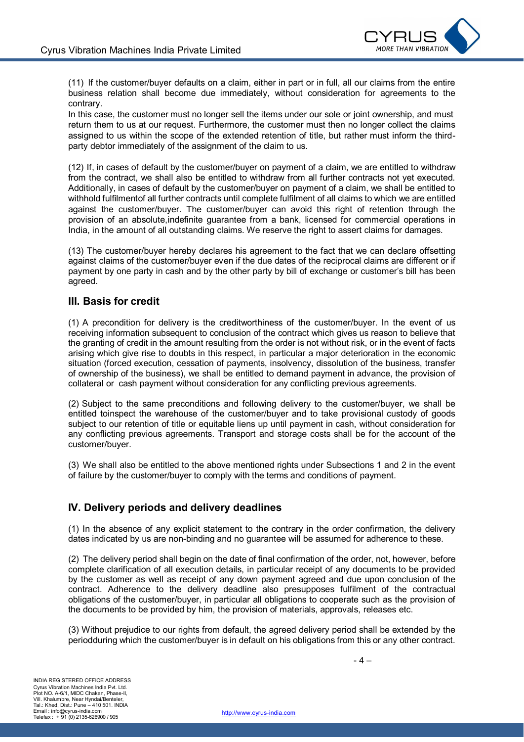(11) If the customer/buyer defaults on a claim, either in part or in full, all our claims from the entire business relation shall become due immediately, without consideration for agreements to the contrary.
In this case, the customer must no longer sell the items under our sole or joint ownership, and must return them to us at our request. Furthermore, the customer must then no longer collect the claims assigned to us within the scope of the extended retention of title, but rather must inform the third-party debtor immediately of the assignment of the claim to us.

(12) If, in cases of default by the customer/buyer on payment of a claim, we are entitled to withdraw from the contract, we shall also be entitled to withdraw from all further contracts not yet executed. Additionally, in cases of default by the customer/buyer on payment of a claim, we shall be entitled to withhold fulfilmentof all further contracts until complete fulfilment of all claims to which we are entitled against the customer/buyer. The customer/buyer can avoid this right of retention through the provision of an absolute,indefinite guarantee from a bank, licensed for commercial operations in India, in the amount of all outstanding claims. We reserve the right to assert claims for damages.

(13) The customer/buyer hereby declares his agreement to the fact that we can declare offsetting against claims of the customer/buyer even if the due dates of the reciprocal claims are different or if payment by one party in cash and by the other party by bill of exchange or customer's bill has been agreed.

## III. Basis for credit

(1) A precondition for delivery is the creditworthiness of the customer/buyer. In the event of us receiving information subsequent to conclusion of the contract which gives us reason to believe that the granting of credit in the amount resulting from the order is not without risk, or in the event of facts arising which give rise to doubts in this respect, in particular a major deterioration in the economic situation (forced execution, cessation of payments, insolvency, dissolution of the business, transfer of ownership of the business), we shall be entitled to demand payment in advance, the provision of collateral or cash payment without consideration for any conflicting previous agreements.

(2) Subject to the same preconditions and following delivery to the customer/buyer, we shall be entitled toinspect the warehouse of the customer/buyer and to take provisional custody of goods subject to our retention of title or equitable liens up until payment in cash, without consideration for any conflicting previous agreements. Transport and storage costs shall be for the account of the customer/buyer.

(3) We shall also be entitled to the above mentioned rights under Subsections 1 and 2 in the event of failure by the customer/buyer to comply with the terms and conditions of payment.

## IV. Delivery periods and delivery deadlines

(1) In the absence of any explicit statement to the contrary in the order confirmation, the delivery dates indicated by us are non-binding and no guarantee will be assumed for adherence to these.

(2) The delivery period shall begin on the date of final confirmation of the order, not, however, before complete clarification of all execution details, in particular receipt of any documents to be provided by the customer as well as receipt of any down payment agreed and due upon conclusion of the contract. Adherence to the delivery deadline also presupposes fulfilment of the contractual obligations of the customer/buyer, in particular all obligations to cooperate such as the provision of the documents to be provided by him, the provision of materials, approvals, releases etc.

(3) Without prejudice to our rights from default, the agreed delivery period shall be extended by the periodduring which the customer/buyer is in default on his obligations from this or any other contract.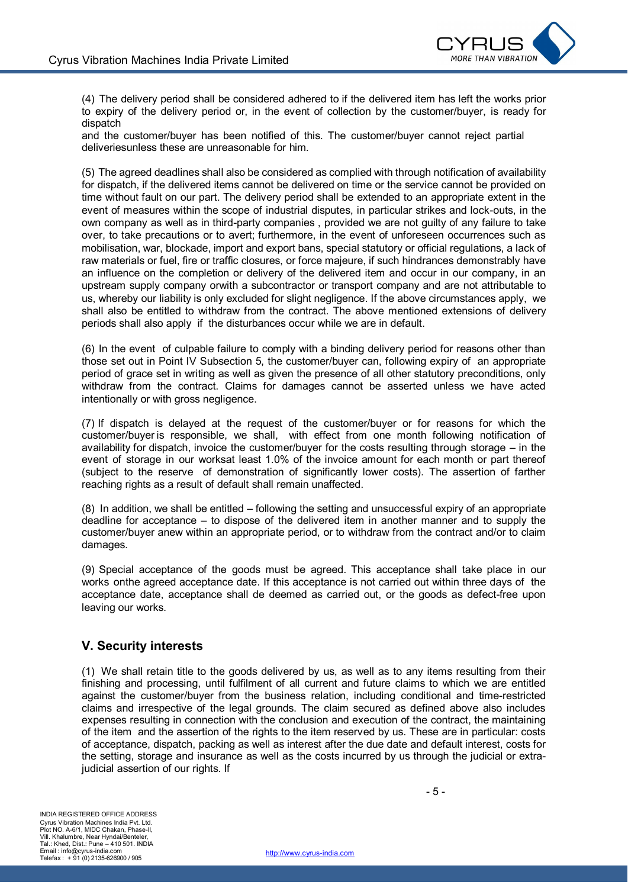(4) The delivery period shall be considered adhered to if the delivered item has left the works prior to expiry of the delivery period or, in the event of collection by the customer/buyer, is ready for dispatch
and the customer/buyer has been notified of this. The customer/buyer cannot reject partial deliveriesunless these are unreasonable for him.

(5) The agreed deadlines shall also be considered as complied with through notification of availability for dispatch, if the delivered items cannot be delivered on time or the service cannot be provided on time without fault on our part. The delivery period shall be extended to an appropriate extent in the event of measures within the scope of industrial disputes, in particular strikes and lock-outs, in the own company as well as in third-party companies , provided we are not guilty of any failure to take over, to take precautions or to avert; furthermore, in the event of unforeseen occurrences such as mobilisation, war, blockade, import and export bans, special statutory or official regulations, a lack of raw materials or fuel, fire or traffic closures, or force majeure, if such hindrances demonstrably have an influence on the completion or delivery of the delivered item and occur in our company, in an upstream supply company orwith a subcontractor or transport company and are not attributable to us, whereby our liability is only excluded for slight negligence. If the above circumstances apply, we shall also be entitled to withdraw from the contract. The above mentioned extensions of delivery periods shall also apply if the disturbances occur while we are in default.

(6) In the event of culpable failure to comply with a binding delivery period for reasons other than those set out in Point IV Subsection 5, the customer/buyer can, following expiry of an appropriate period of grace set in writing as well as given the presence of all other statutory preconditions, only withdraw from the contract. Claims for damages cannot be asserted unless we have acted intentionally or with gross negligence.

(7) If dispatch is delayed at the request of the customer/buyer or for reasons for which the customer/buyer is responsible, we shall, with effect from one month following notification of availability for dispatch, invoice the customer/buyer for the costs resulting through storage – in the event of storage in our worksat least 1.0% of the invoice amount for each month or part thereof (subject to the reserve of demonstration of significantly lower costs). The assertion of farther reaching rights as a result of default shall remain unaffected.

(8) In addition, we shall be entitled – following the setting and unsuccessful expiry of an appropriate deadline for acceptance – to dispose of the delivered item in another manner and to supply the customer/buyer anew within an appropriate period, or to withdraw from the contract and/or to claim damages.

(9) Special acceptance of the goods must be agreed. This acceptance shall take place in our works onthe agreed acceptance date. If this acceptance is not carried out within three days of the acceptance date, acceptance shall de deemed as carried out, or the goods as defect-free upon leaving our works.

## V. Security interests

(1) We shall retain title to the goods delivered by us, as well as to any items resulting from their finishing and processing, until fulfilment of all current and future claims to which we are entitled against the customer/buyer from the business relation, including conditional and time-restricted claims and irrespective of the legal grounds. The claim secured as defined above also includes expenses resulting in connection with the conclusion and execution of the contract, the maintaining of the item and the assertion of the rights to the item reserved by us. These are in particular: costs of acceptance, dispatch, packing as well as interest after the due date and default interest, costs for the setting, storage and insurance as well as the costs incurred by us through the judicial or extra-judicial assertion of our rights. If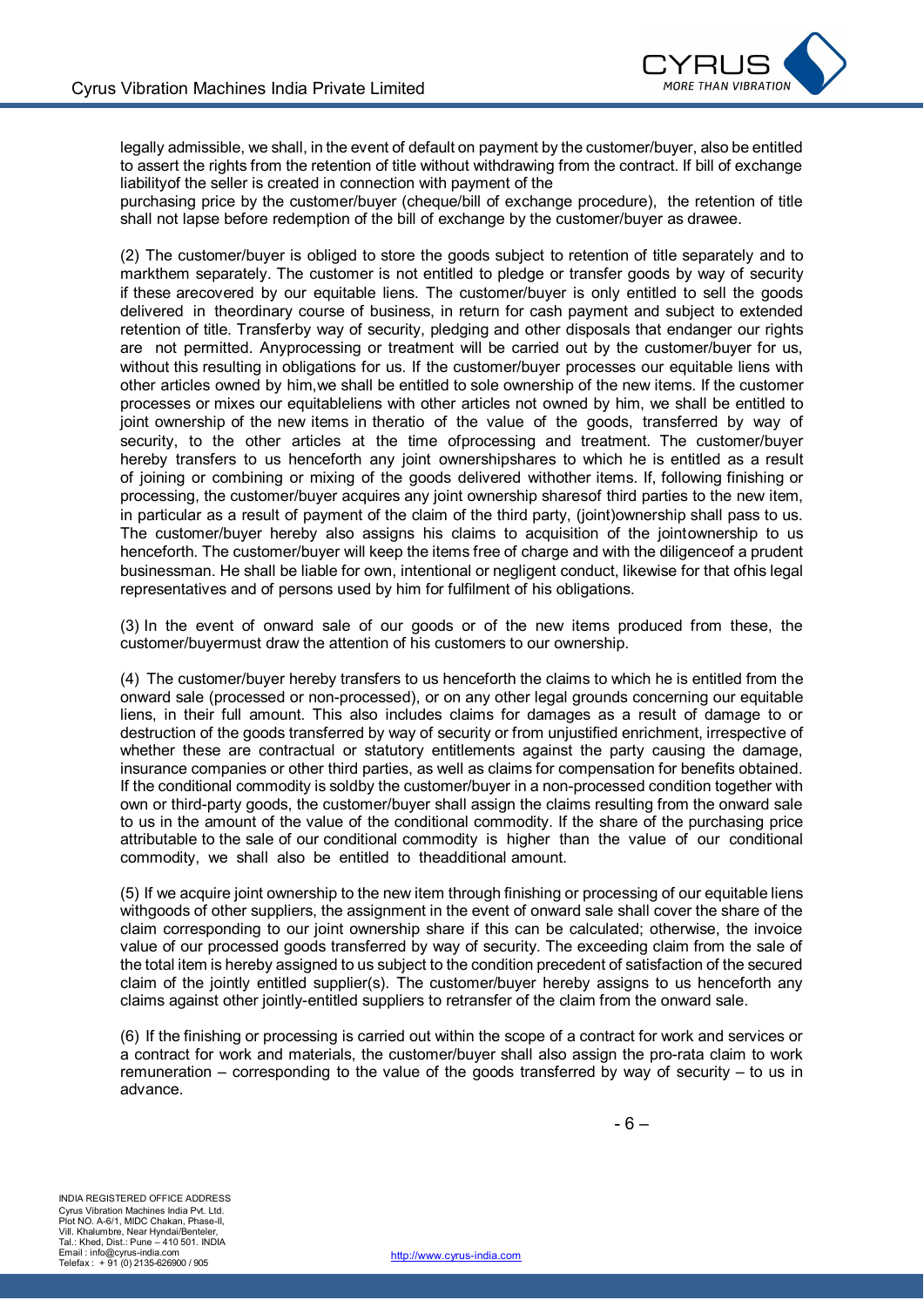legally admissible, we shall, in the event of default on payment by the customer/buyer, also be entitled to assert the rights from the retention of title without withdrawing from the contract. If bill of exchange liabilityof the seller is created in connection with payment of the
purchasing price by the customer/buyer (cheque/bill of exchange procedure), the retention of title shall not lapse before redemption of the bill of exchange by the customer/buyer as drawee.

(2) The customer/buyer is obliged to store the goods subject to retention of title separately and to markthem separately. The customer is not entitled to pledge or transfer goods by way of security if these arecovered by our equitable liens. The customer/buyer is only entitled to sell the goods delivered in theordinary course of business, in return for cash payment and subject to extended retention of title. Transferby way of security, pledging and other disposals that endanger our rights are not permitted. Anyprocessing or treatment will be carried out by the customer/buyer for us, without this resulting in obligations for us. If the customer/buyer processes our equitable liens with other articles owned by him,we shall be entitled to sole ownership of the new items. If the customer processes or mixes our equitableliens with other articles not owned by him, we shall be entitled to joint ownership of the new items in theratio of the value of the goods, transferred by way of security, to the other articles at the time ofprocessing and treatment. The customer/buyer hereby transfers to us henceforth any joint ownershipshares to which he is entitled as a result of joining or combining or mixing of the goods delivered withother items. If, following finishing or processing, the customer/buyer acquires any joint ownership sharesof third parties to the new item, in particular as a result of payment of the claim of the third party, (joint)ownership shall pass to us. The customer/buyer hereby also assigns his claims to acquisition of the jointownership to us henceforth. The customer/buyer will keep the items free of charge and with the diligenceof a prudent businessman. He shall be liable for own, intentional or negligent conduct, likewise for that ofhis legal representatives and of persons used by him for fulfilment of his obligations.

(3) In the event of onward sale of our goods or of the new items produced from these, the customer/buyermust draw the attention of his customers to our ownership.

(4) The customer/buyer hereby transfers to us henceforth the claims to which he is entitled from the onward sale (processed or non-processed), or on any other legal grounds concerning our equitable liens, in their full amount. This also includes claims for damages as a result of damage to or destruction of the goods transferred by way of security or from unjustified enrichment, irrespective of whether these are contractual or statutory entitlements against the party causing the damage, insurance companies or other third parties, as well as claims for compensation for benefits obtained. If the conditional commodity is soldby the customer/buyer in a non-processed condition together with own or third-party goods, the customer/buyer shall assign the claims resulting from the onward sale to us in the amount of the value of the conditional commodity. If the share of the purchasing price attributable to the sale of our conditional commodity is higher than the value of our conditional commodity, we shall also be entitled to theadditional amount.

(5) If we acquire joint ownership to the new item through finishing or processing of our equitable liens withgoods of other suppliers, the assignment in the event of onward sale shall cover the share of the claim corresponding to our joint ownership share if this can be calculated; otherwise, the invoice value of our processed goods transferred by way of security. The exceeding claim from the sale of the total item is hereby assigned to us subject to the condition precedent of satisfaction of the secured claim of the jointly entitled supplier(s). The customer/buyer hereby assigns to us henceforth any claims against other jointly-entitled suppliers to retransfer of the claim from the onward sale.

(6) If the finishing or processing is carried out within the scope of a contract for work and services or a contract for work and materials, the customer/buyer shall also assign the pro-rata claim to work remuneration – corresponding to the value of the goods transferred by way of security – to us in advance.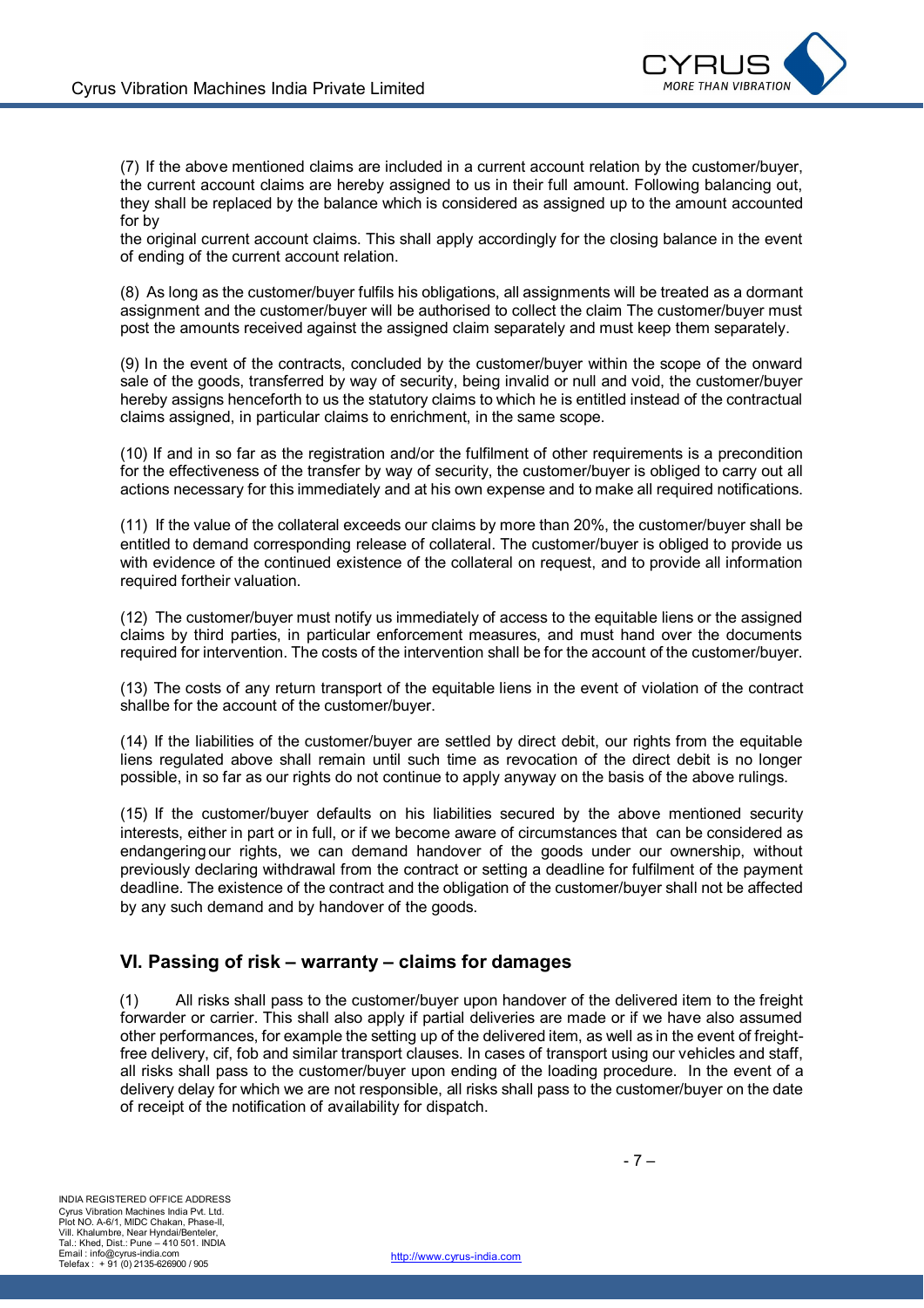(7) If the above mentioned claims are included in a current account relation by the customer/buyer, the current account claims are hereby assigned to us in their full amount. Following balancing out, they shall be replaced by the balance which is considered as assigned up to the amount accounted for by
the original current account claims. This shall apply accordingly for the closing balance in the event of ending of the current account relation.

(8) As long as the customer/buyer fulfils his obligations, all assignments will be treated as a dormant assignment and the customer/buyer will be authorised to collect the claim The customer/buyer must post the amounts received against the assigned claim separately and must keep them separately.

(9) In the event of the contracts, concluded by the customer/buyer within the scope of the onward sale of the goods, transferred by way of security, being invalid or null and void, the customer/buyer hereby assigns henceforth to us the statutory claims to which he is entitled instead of the contractual claims assigned, in particular claims to enrichment, in the same scope.

(10) If and in so far as the registration and/or the fulfilment of other requirements is a precondition for the effectiveness of the transfer by way of security, the customer/buyer is obliged to carry out all actions necessary for this immediately and at his own expense and to make all required notifications.

(11) If the value of the collateral exceeds our claims by more than 20%, the customer/buyer shall be entitled to demand corresponding release of collateral. The customer/buyer is obliged to provide us with evidence of the continued existence of the collateral on request, and to provide all information required fortheir valuation.

(12) The customer/buyer must notify us immediately of access to the equitable liens or the assigned claims by third parties, in particular enforcement measures, and must hand over the documents required for intervention. The costs of the intervention shall be for the account of the customer/buyer.

(13) The costs of any return transport of the equitable liens in the event of violation of the contract shallbe for the account of the customer/buyer.

(14) If the liabilities of the customer/buyer are settled by direct debit, our rights from the equitable liens regulated above shall remain until such time as revocation of the direct debit is no longer possible, in so far as our rights do not continue to apply anyway on the basis of the above rulings.

(15) If the customer/buyer defaults on his liabilities secured by the above mentioned security interests, either in part or in full, or if we become aware of circumstances that can be considered as endangering our rights, we can demand handover of the goods under our ownership, without previously declaring withdrawal from the contract or setting a deadline for fulfilment of the payment deadline. The existence of the contract and the obligation of the customer/buyer shall not be affected by any such demand and by handover of the goods.

## VI. Passing of risk – warranty – claims for damages

(1) All risks shall pass to the customer/buyer upon handover of the delivered item to the freight forwarder or carrier. This shall also apply if partial deliveries are made or if we have also assumed other performances, for example the setting up of the delivered item, as well as in the event of freight-free delivery, cif, fob and similar transport clauses. In cases of transport using our vehicles and staff, all risks shall pass to the customer/buyer upon ending of the loading procedure. In the event of a delivery delay for which we are not responsible, all risks shall pass to the customer/buyer on the date of receipt of the notification of availability for dispatch.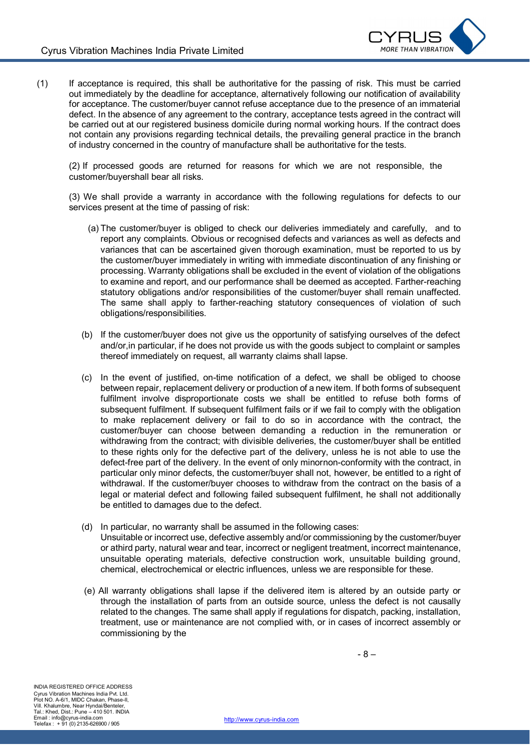(1) If acceptance is required, this shall be authoritative for the passing of risk. This must be carried out immediately by the deadline for acceptance, alternatively following our notification of availability for acceptance. The customer/buyer cannot refuse acceptance due to the presence of an immaterial defect. In the absence of any agreement to the contrary, acceptance tests agreed in the contract will be carried out at our registered business domicile during normal working hours. If the contract does not contain any provisions regarding technical details, the prevailing general practice in the branch of industry concerned in the country of manufacture shall be authoritative for the tests.

(2) If processed goods are returned for reasons for which we are not responsible, the customer/buyershall bear all risks.

(3) We shall provide a warranty in accordance with the following regulations for defects to our services present at the time of passing of risk:

(a) The customer/buyer is obliged to check our deliveries immediately and carefully, and to report any complaints. Obvious or recognised defects and variances as well as defects and variances that can be ascertained given thorough examination, must be reported to us by the customer/buyer immediately in writing with immediate discontinuation of any finishing or processing. Warranty obligations shall be excluded in the event of violation of the obligations to examine and report, and our performance shall be deemed as accepted. Farther-reaching statutory obligations and/or responsibilities of the customer/buyer shall remain unaffected. The same shall apply to farther-reaching statutory consequences of violation of such obligations/responsibilities.

(b) If the customer/buyer does not give us the opportunity of satisfying ourselves of the defect and/or,in particular, if he does not provide us with the goods subject to complaint or samples thereof immediately on request, all warranty claims shall lapse.

(c) In the event of justified, on-time notification of a defect, we shall be obliged to choose between repair, replacement delivery or production of a new item. If both forms of subsequent fulfilment involve disproportionate costs we shall be entitled to refuse both forms of subsequent fulfilment. If subsequent fulfilment fails or if we fail to comply with the obligation to make replacement delivery or fail to do so in accordance with the contract, the customer/buyer can choose between demanding a reduction in the remuneration or withdrawing from the contract; with divisible deliveries, the customer/buyer shall be entitled to these rights only for the defective part of the delivery, unless he is not able to use the defect-free part of the delivery. In the event of only minornon-conformity with the contract, in particular only minor defects, the customer/buyer shall not, however, be entitled to a right of withdrawal. If the customer/buyer chooses to withdraw from the contract on the basis of a legal or material defect and following failed subsequent fulfilment, he shall not additionally be entitled to damages due to the defect.

(d) In particular, no warranty shall be assumed in the following cases:
Unsuitable or incorrect use, defective assembly and/or commissioning by the customer/buyer or athird party, natural wear and tear, incorrect or negligent treatment, incorrect maintenance, unsuitable operating materials, defective construction work, unsuitable building ground, chemical, electrochemical or electric influences, unless we are responsible for these.

(e) All warranty obligations shall lapse if the delivered item is altered by an outside party or through the installation of parts from an outside source, unless the defect is not causally related to the changes. The same shall apply if regulations for dispatch, packing, installation, treatment, use or maintenance are not complied with, or in cases of incorrect assembly or commissioning by the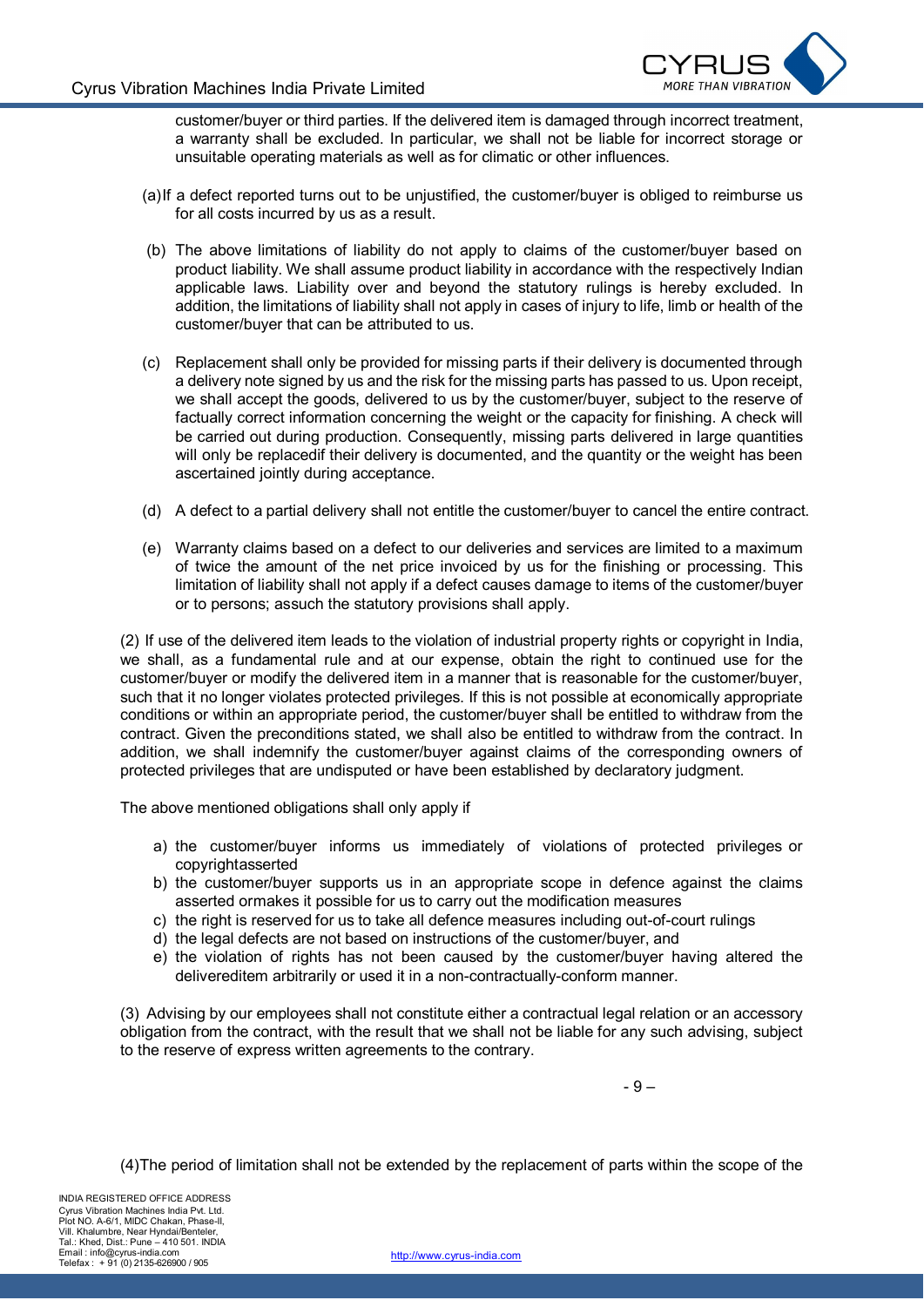customer/buyer or third parties. If the delivered item is damaged through incorrect treatment, a warranty shall be excluded. In particular, we shall not be liable for incorrect storage or unsuitable operating materials as well as for climatic or other influences.

(a) If a defect reported turns out to be unjustified, the customer/buyer is obliged to reimburse us for all costs incurred by us as a result.

(b) The above limitations of liability do not apply to claims of the customer/buyer based on product liability. We shall assume product liability in accordance with the respectively Indian applicable laws. Liability over and beyond the statutory rulings is hereby excluded. In addition, the limitations of liability shall not apply in cases of injury to life, limb or health of the customer/buyer that can be attributed to us.

(c) Replacement shall only be provided for missing parts if their delivery is documented through a delivery note signed by us and the risk for the missing parts has passed to us. Upon receipt, we shall accept the goods, delivered to us by the customer/buyer, subject to the reserve of factually correct information concerning the weight or the capacity for finishing. A check will be carried out during production. Consequently, missing parts delivered in large quantities will only be replacedif their delivery is documented, and the quantity or the weight has been ascertained jointly during acceptance.

(d) A defect to a partial delivery shall not entitle the customer/buyer to cancel the entire contract.

(e) Warranty claims based on a defect to our deliveries and services are limited to a maximum of twice the amount of the net price invoiced by us for the finishing or processing. This limitation of liability shall not apply if a defect causes damage to items of the customer/buyer or to persons; assuch the statutory provisions shall apply.

(2) If use of the delivered item leads to the violation of industrial property rights or copyright in India, we shall, as a fundamental rule and at our expense, obtain the right to continued use for the customer/buyer or modify the delivered item in a manner that is reasonable for the customer/buyer, such that it no longer violates protected privileges. If this is not possible at economically appropriate conditions or within an appropriate period, the customer/buyer shall be entitled to withdraw from the contract. Given the preconditions stated, we shall also be entitled to withdraw from the contract. In addition, we shall indemnify the customer/buyer against claims of the corresponding owners of protected privileges that are undisputed or have been established by declaratory judgment.

The above mentioned obligations shall only apply if

a) the customer/buyer informs us immediately of violations of protected privileges or copyrightasserted
b) the customer/buyer supports us in an appropriate scope in defence against the claims asserted ormakes it possible for us to carry out the modification measures
c) the right is reserved for us to take all defence measures including out-of-court rulings
d) the legal defects are not based on instructions of the customer/buyer, and
e) the violation of rights has not been caused by the customer/buyer having altered the delivereditem arbitrarily or used it in a non-contractually-conform manner.

(3) Advising by our employees shall not constitute either a contractual legal relation or an accessory obligation from the contract, with the result that we shall not be liable for any such advising, subject to the reserve of express written agreements to the contrary.

(4)The period of limitation shall not be extended by the replacement of parts within the scope of the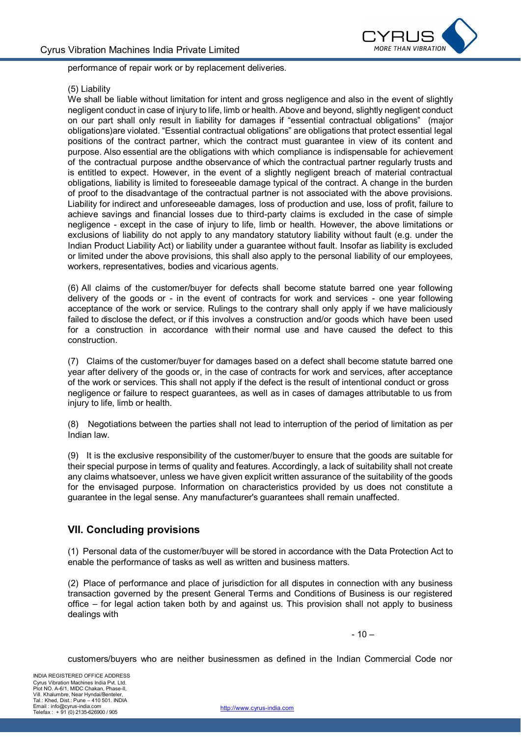performance of repair work or by replacement deliveries.

(5) Liability

We shall be liable without limitation for intent and gross negligence and also in the event of slightly negligent conduct in case of injury to life, limb or health. Above and beyond, slightly negligent conduct on our part shall only result in liability for damages if "essential contractual obligations" (major obligations)are violated. "Essential contractual obligations" are obligations that protect essential legal positions of the contract partner, which the contract must guarantee in view of its content and purpose. Also essential are the obligations with which compliance is indispensable for achievement of the contractual purpose andthe observance of which the contractual partner regularly trusts and is entitled to expect. However, in the event of a slightly negligent breach of material contractual obligations, liability is limited to foreseeable damage typical of the contract. A change in the burden of proof to the disadvantage of the contractual partner is not associated with the above provisions. Liability for indirect and unforeseeable damages, loss of production and use, loss of profit, failure to achieve savings and financial losses due to third-party claims is excluded in the case of simple negligence - except in the case of injury to life, limb or health. However, the above limitations or exclusions of liability do not apply to any mandatory statutory liability without fault (e.g. under the Indian Product Liability Act) or liability under a guarantee without fault. Insofar as liability is excluded or limited under the above provisions, this shall also apply to the personal liability of our employees, workers, representatives, bodies and vicarious agents.

(6) All claims of the customer/buyer for defects shall become statute barred one year following delivery of the goods or - in the event of contracts for work and services - one year following acceptance of the work or service. Rulings to the contrary shall only apply if we have maliciously failed to disclose the defect, or if this involves a construction and/or goods which have been used for a construction in accordance with their normal use and have caused the defect to this construction.

(7) Claims of the customer/buyer for damages based on a defect shall become statute barred one year after delivery of the goods or, in the case of contracts for work and services, after acceptance of the work or services. This shall not apply if the defect is the result of intentional conduct or gross negligence or failure to respect guarantees, as well as in cases of damages attributable to us from injury to life, limb or health.

(8) Negotiations between the parties shall not lead to interruption of the period of limitation as per Indian law.

(9) It is the exclusive responsibility of the customer/buyer to ensure that the goods are suitable for their special purpose in terms of quality and features. Accordingly, a lack of suitability shall not create any claims whatsoever, unless we have given explicit written assurance of the suitability of the goods for the envisaged purpose. Information on characteristics provided by us does not constitute a guarantee in the legal sense. Any manufacturer's guarantees shall remain unaffected.

## VII. Concluding provisions

(1) Personal data of the customer/buyer will be stored in accordance with the Data Protection Act to enable the performance of tasks as well as written and business matters.

(2) Place of performance and place of jurisdiction for all disputes in connection with any business transaction governed by the present General Terms and Conditions of Business is our registered office – for legal action taken both by and against us. This provision shall not apply to business dealings with

customers/buyers who are neither businessmen as defined in the Indian Commercial Code nor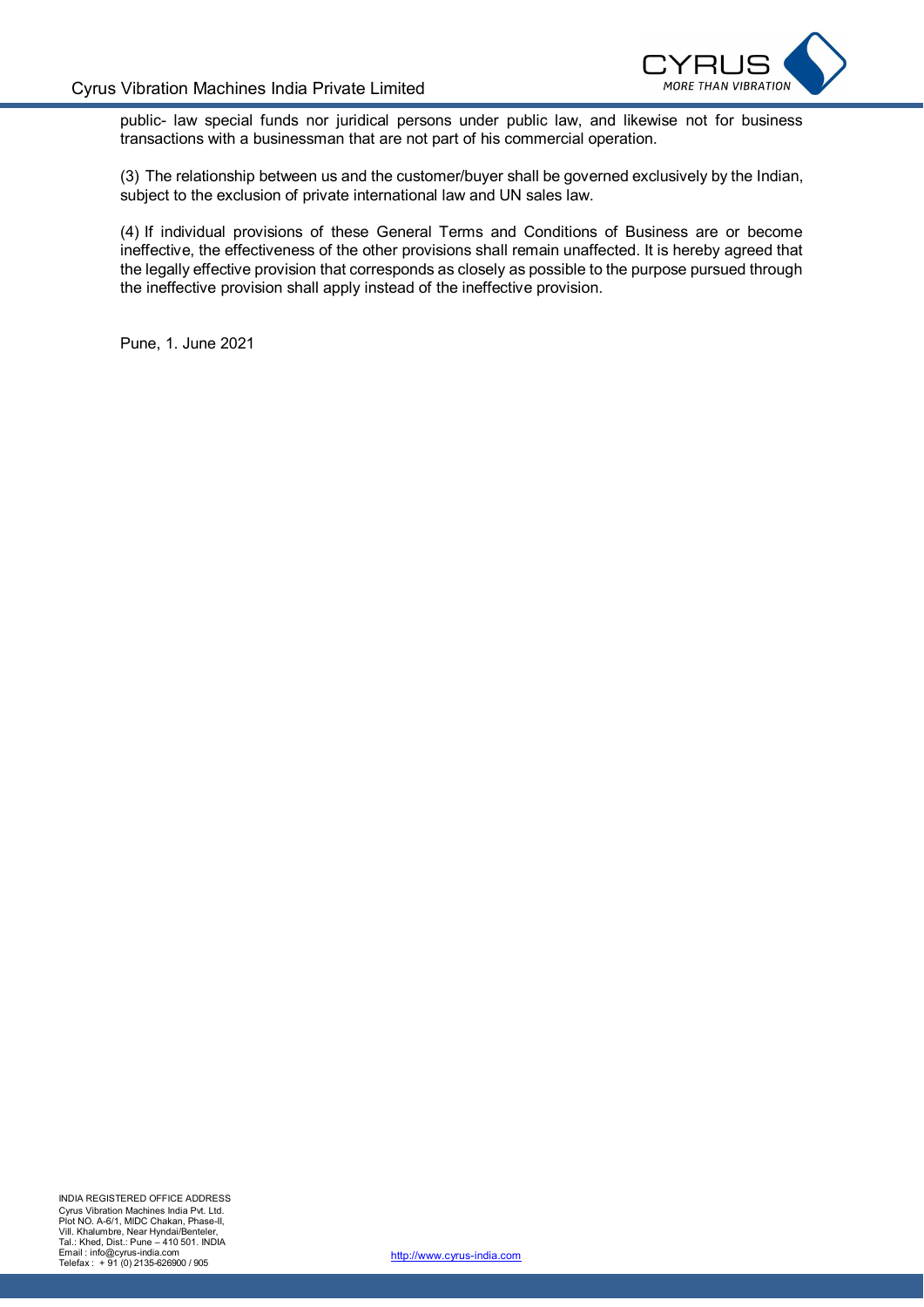public- law special funds nor juridical persons under public law, and likewise not for business transactions with a businessman that are not part of his commercial operation.

(3) The relationship between us and the customer/buyer shall be governed exclusively by the Indian, subject to the exclusion of private international law and UN sales law.

(4) If individual provisions of these General Terms and Conditions of Business are or become ineffective, the effectiveness of the other provisions shall remain unaffected. It is hereby agreed that the legally effective provision that corresponds as closely as possible to the purpose pursued through the ineffective provision shall apply instead of the ineffective provision.

Pune, 1. June 2021